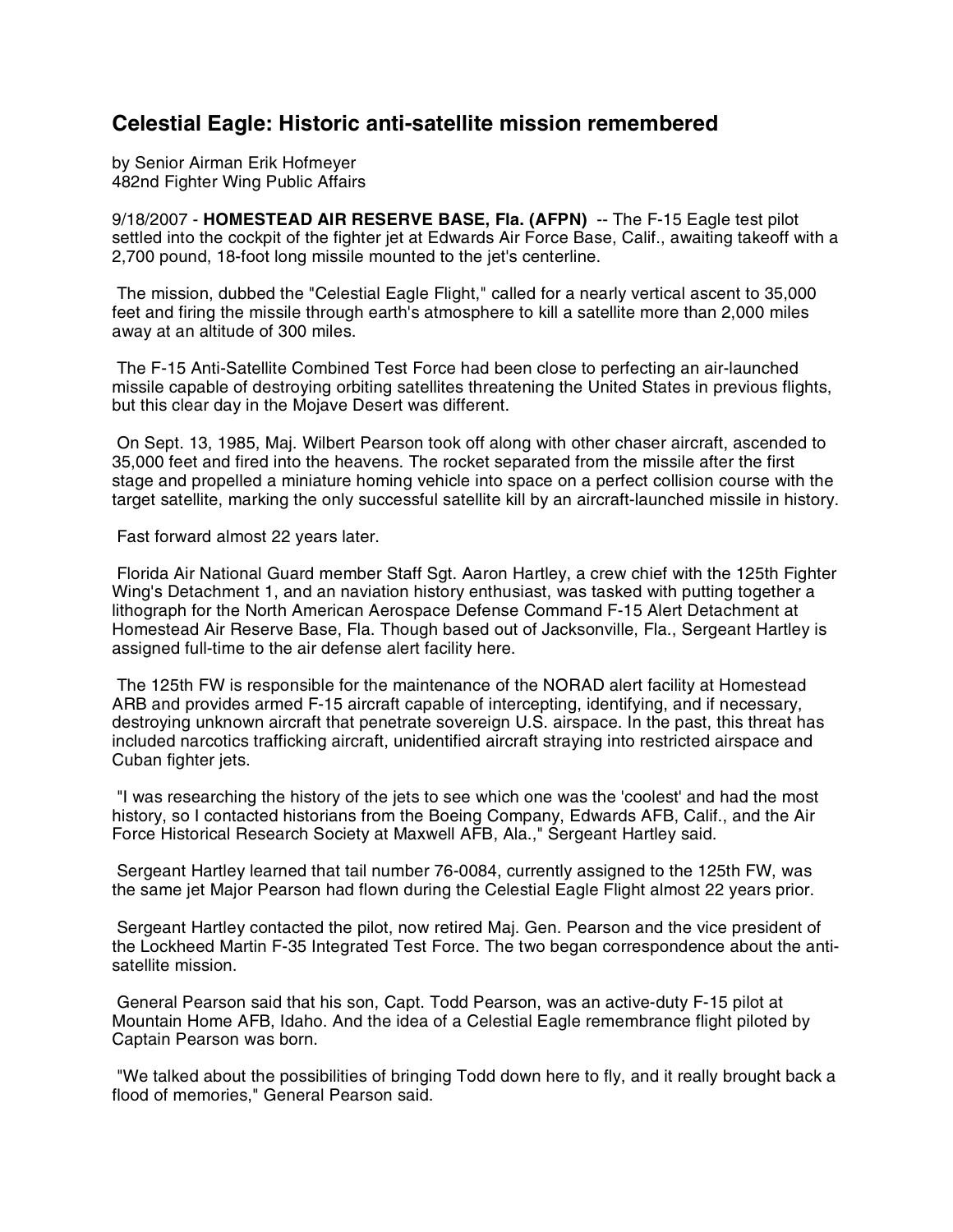# Celestial Eagle: Historic anti-satellite mission remembered

by Senior Airman Erik Hofmeyer
482nd Fighter Wing Public Affairs

9/18/2007 - **HOMESTEAD AIR RESERVE BASE, Fla. (AFPN)** -- The F-15 Eagle test pilot settled into the cockpit of the fighter jet at Edwards Air Force Base, Calif., awaiting takeoff with a 2,700 pound, 18-foot long missile mounted to the jet's centerline.

The mission, dubbed the "Celestial Eagle Flight," called for a nearly vertical ascent to 35,000 feet and firing the missile through earth's atmosphere to kill a satellite more than 2,000 miles away at an altitude of 300 miles.

The F-15 Anti-Satellite Combined Test Force had been close to perfecting an air-launched missile capable of destroying orbiting satellites threatening the United States in previous flights, but this clear day in the Mojave Desert was different.

On Sept. 13, 1985, Maj. Wilbert Pearson took off along with other chaser aircraft, ascended to 35,000 feet and fired into the heavens. The rocket separated from the missile after the first stage and propelled a miniature homing vehicle into space on a perfect collision course with the target satellite, marking the only successful satellite kill by an aircraft-launched missile in history.

Fast forward almost 22 years later.

Florida Air National Guard member Staff Sgt. Aaron Hartley, a crew chief with the 125th Fighter Wing's Detachment 1, and an aviation history enthusiast, was tasked with putting together a lithograph for the North American Aerospace Defense Command F-15 Alert Detachment at Homestead Air Reserve Base, Fla. Though based out of Jacksonville, Fla., Sergeant Hartley is assigned full-time to the air defense alert facility here.

The 125th FW is responsible for the maintenance of the NORAD alert facility at Homestead ARB and provides armed F-15 aircraft capable of intercepting, identifying, and if necessary, destroying unknown aircraft that penetrate sovereign U.S. airspace. In the past, this threat has included narcotics trafficking aircraft, unidentified aircraft straying into restricted airspace and Cuban fighter jets.

"I was researching the history of the jets to see which one was the 'coolest' and had the most history, so I contacted historians from the Boeing Company, Edwards AFB, Calif., and the Air Force Historical Research Society at Maxwell AFB, Ala.," Sergeant Hartley said.

Sergeant Hartley learned that tail number 76-0084, currently assigned to the 125th FW, was the same jet Major Pearson had flown during the Celestial Eagle Flight almost 22 years prior.

Sergeant Hartley contacted the pilot, now retired Maj. Gen. Pearson and the vice president of the Lockheed Martin F-35 Integrated Test Force. The two began correspondence about the anti-satellite mission.

General Pearson said that his son, Capt. Todd Pearson, was an active-duty F-15 pilot at Mountain Home AFB, Idaho. And the idea of a Celestial Eagle remembrance flight piloted by Captain Pearson was born.

"We talked about the possibilities of bringing Todd down here to fly, and it really brought back a flood of memories," General Pearson said.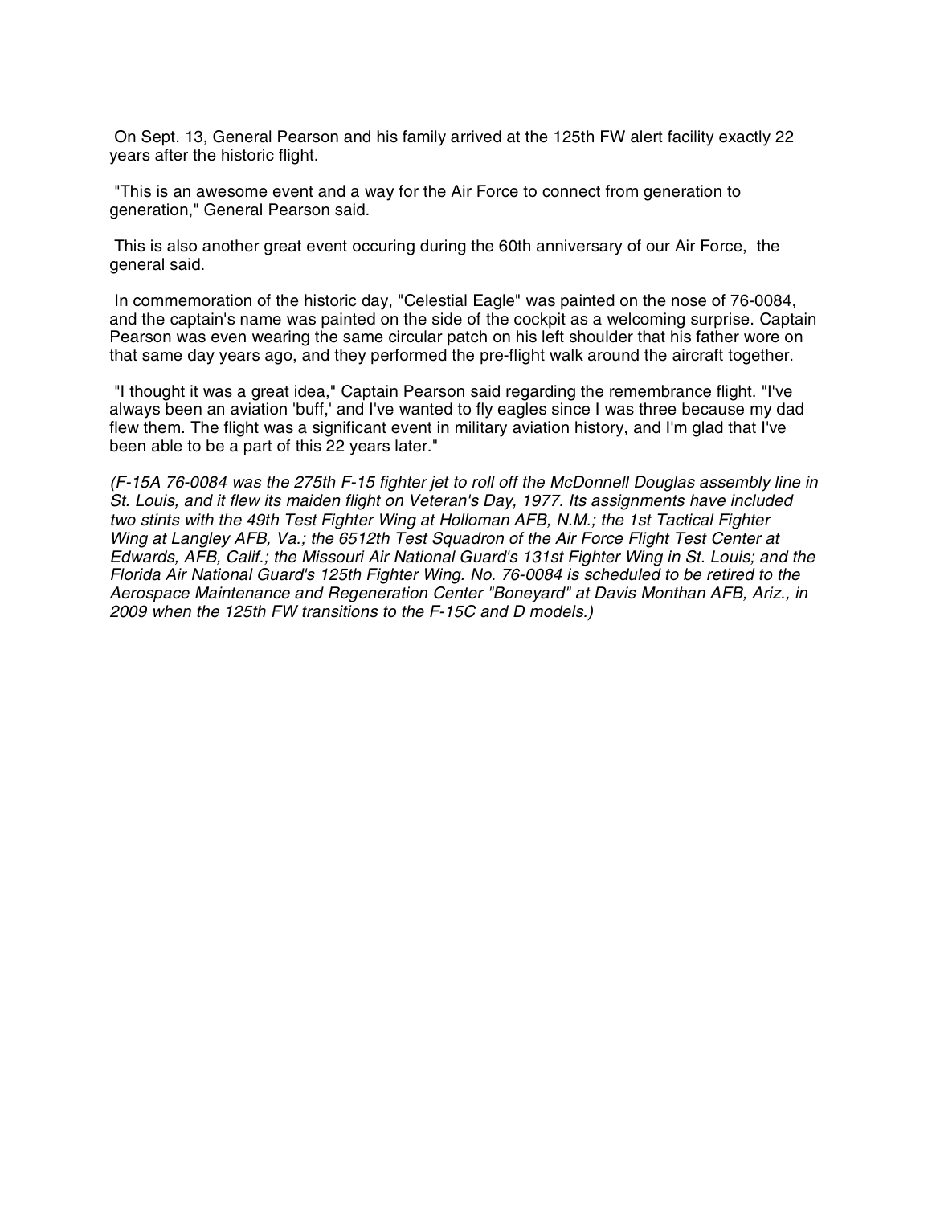On Sept. 13, General Pearson and his family arrived at the 125th FW alert facility exactly 22 years after the historic flight.

"This is an awesome event and a way for the Air Force to connect from generation to generation," General Pearson said.

This is also another great event occuring during the 60th anniversary of our Air Force, the general said.

In commemoration of the historic day, "Celestial Eagle" was painted on the nose of 76-0084, and the captain's name was painted on the side of the cockpit as a welcoming surprise. Captain Pearson was even wearing the same circular patch on his left shoulder that his father wore on that same day years ago, and they performed the pre-flight walk around the aircraft together.

"I thought it was a great idea," Captain Pearson said regarding the remembrance flight. "I've always been an aviation 'buff,' and I've wanted to fly eagles since I was three because my dad flew them. The flight was a significant event in military aviation history, and I'm glad that I've been able to be a part of this 22 years later."

*(F-15A 76-0084 was the 275th F-15 fighter jet to roll off the McDonnell Douglas assembly line in St. Louis, and it flew its maiden flight on Veteran's Day, 1977. Its assignments have included two stints with the 49th Test Fighter Wing at Holloman AFB, N.M.; the 1st Tactical Fighter Wing at Langley AFB, Va.; the 6512th Test Squadron of the Air Force Flight Test Center at Edwards, AFB, Calif.; the Missouri Air National Guard's 131st Fighter Wing in St. Louis; and the Florida Air National Guard's 125th Fighter Wing. No. 76-0084 is scheduled to be retired to the Aerospace Maintenance and Regeneration Center "Boneyard" at Davis Monthan AFB, Ariz., in 2009 when the 125th FW transitions to the F-15C and D models.)*